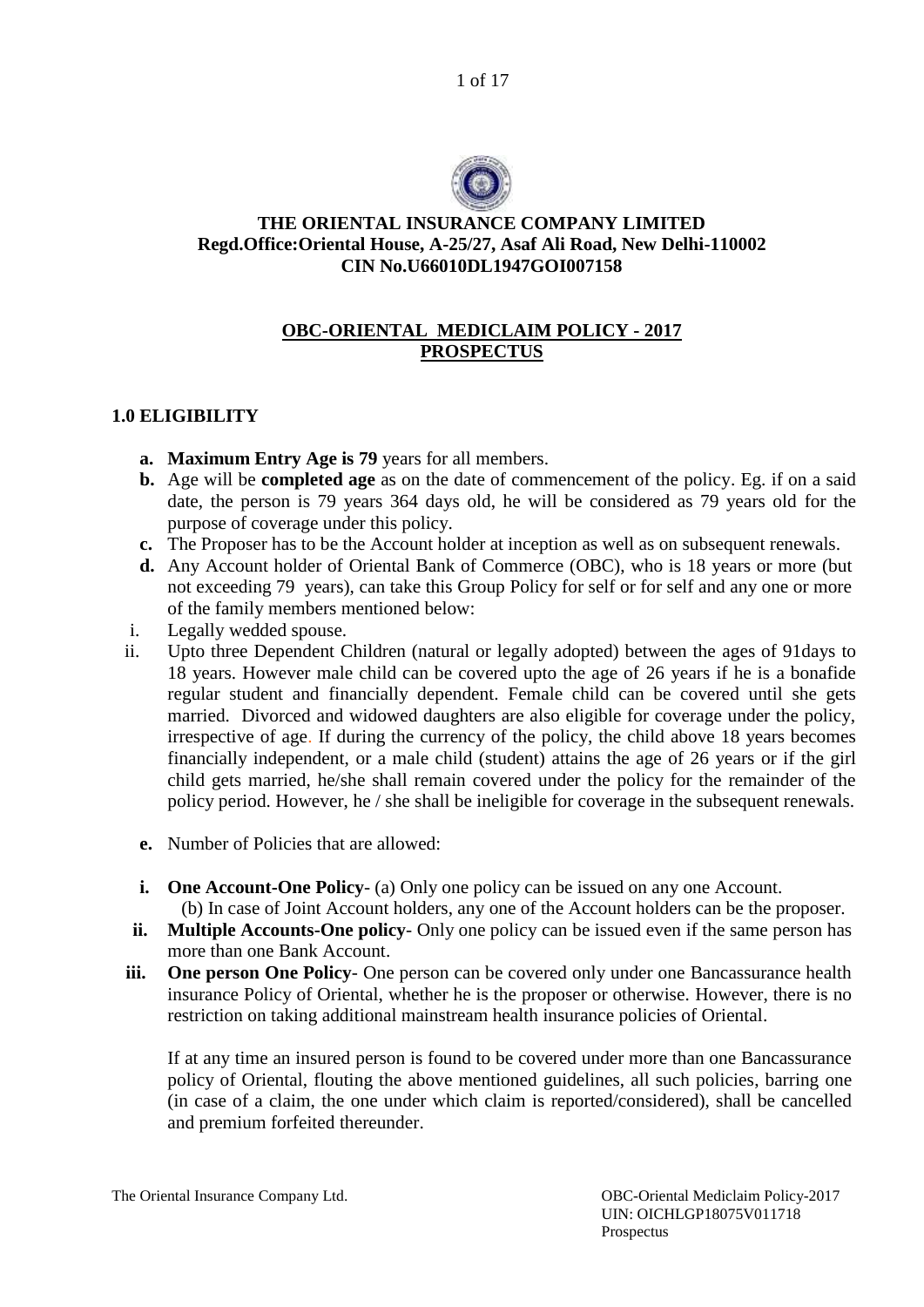**THE ORIENTAL INSURANCE COMPANY LIMITED**
**Regd.Office:Oriental House, A-25/27, Asaf Ali Road, New Delhi-110002**
**CIN No.U66010DL1947GOI007158**

# OBC-ORIENTAL MEDICLAIM POLICY - 2017
# PROSPECTUS

## 1.0 ELIGIBILITY

- **a. Maximum Entry Age is 79** years for all members.
- **b.** Age will be **completed age** as on the date of commencement of the policy. Eg. if on a said date, the person is 79 years 364 days old, he will be considered as 79 years old for the purpose of coverage under this policy.
- **c.** The Proposer has to be the Account holder at inception as well as on subsequent renewals.
- **d.** Any Account holder of Oriental Bank of Commerce (OBC), who is 18 years or more (but not exceeding 79 years), can take this Group Policy for self or for self and any one or more of the family members mentioned below:
  - i. Legally wedded spouse.
  - ii. Upto three Dependent Children (natural or legally adopted) between the ages of 91days to 18 years. However male child can be covered upto the age of 26 years if he is a bonafide regular student and financially dependent. Female child can be covered until she gets married. Divorced and widowed daughters are also eligible for coverage under the policy, irrespective of age. If during the currency of the policy, the child above 18 years becomes financially independent, or a male child (student) attains the age of 26 years or if the girl child gets married, he/she shall remain covered under the policy for the remainder of the policy period. However, he / she shall be ineligible for coverage in the subsequent renewals.
- **e.** Number of Policies that are allowed:
  - **i. One Account-One Policy**- (a) Only one policy can be issued on any one Account.
    (b) In case of Joint Account holders, any one of the Account holders can be the proposer.
  - **ii. Multiple Accounts-One policy**- Only one policy can be issued even if the same person has more than one Bank Account.
  - **iii. One person One Policy**- One person can be covered only under one Bancassurance health insurance Policy of Oriental, whether he is the proposer or otherwise. However, there is no restriction on taking additional mainstream health insurance policies of Oriental.

    If at any time an insured person is found to be covered under more than one Bancassurance policy of Oriental, flouting the above mentioned guidelines, all such policies, barring one (in case of a claim, the one under which claim is reported/considered), shall be cancelled and premium forfeited thereunder.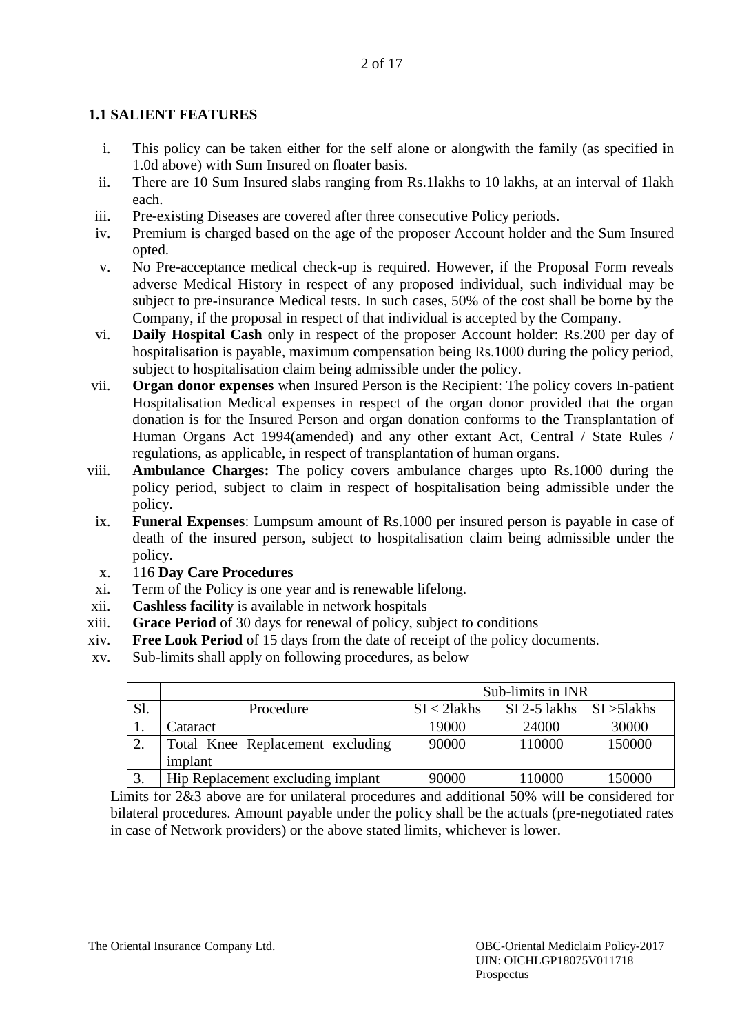### 1.1 SALIENT FEATURES

i. This policy can be taken either for the self alone or alongwith the family (as specified in 1.0d above) with Sum Insured on floater basis.

ii. There are 10 Sum Insured slabs ranging from Rs.1lakhs to 10 lakhs, at an interval of 1lakh each.

iii. Pre-existing Diseases are covered after three consecutive Policy periods.

iv. Premium is charged based on the age of the proposer Account holder and the Sum Insured opted.

v. No Pre-acceptance medical check-up is required. However, if the Proposal Form reveals adverse Medical History in respect of any proposed individual, such individual may be subject to pre-insurance Medical tests. In such cases, 50% of the cost shall be borne by the Company, if the proposal in respect of that individual is accepted by the Company.

vi. **Daily Hospital Cash** only in respect of the proposer Account holder: Rs.200 per day of hospitalisation is payable, maximum compensation being Rs.1000 during the policy period, subject to hospitalisation claim being admissible under the policy.

vii. **Organ donor expenses** when Insured Person is the Recipient: The policy covers In-patient Hospitalisation Medical expenses in respect of the organ donor provided that the organ donation is for the Insured Person and organ donation conforms to the Transplantation of Human Organs Act 1994(amended) and any other extant Act, Central / State Rules / regulations, as applicable, in respect of transplantation of human organs.

viii. **Ambulance Charges:** The policy covers ambulance charges upto Rs.1000 during the policy period, subject to claim in respect of hospitalisation being admissible under the policy.

ix. **Funeral Expenses**: Lumpsum amount of Rs.1000 per insured person is payable in case of death of the insured person, subject to hospitalisation claim being admissible under the policy.

x. 116 **Day Care Procedures**

xi. Term of the Policy is one year and is renewable lifelong.

xii. **Cashless facility** is available in network hospitals

xiii. **Grace Period** of 30 days for renewal of policy, subject to conditions

xiv. **Free Look Period** of 15 days from the date of receipt of the policy documents.

xv. Sub-limits shall apply on following procedures, as below

| | | Sub-limits in INR | | |
|---|---|---|---|---|
| Sl. | Procedure | SI < 2lakhs | SI 2-5 lakhs | SI >5lakhs |
| 1. | Cataract | 19000 | 24000 | 30000 |
| 2. | Total Knee Replacement excluding implant | 90000 | 110000 | 150000 |
| 3. | Hip Replacement excluding implant | 90000 | 110000 | 150000 |

Limits for 2&3 above are for unilateral procedures and additional 50% will be considered for bilateral procedures. Amount payable under the policy shall be the actuals (pre-negotiated rates in case of Network providers) or the above stated limits, whichever is lower.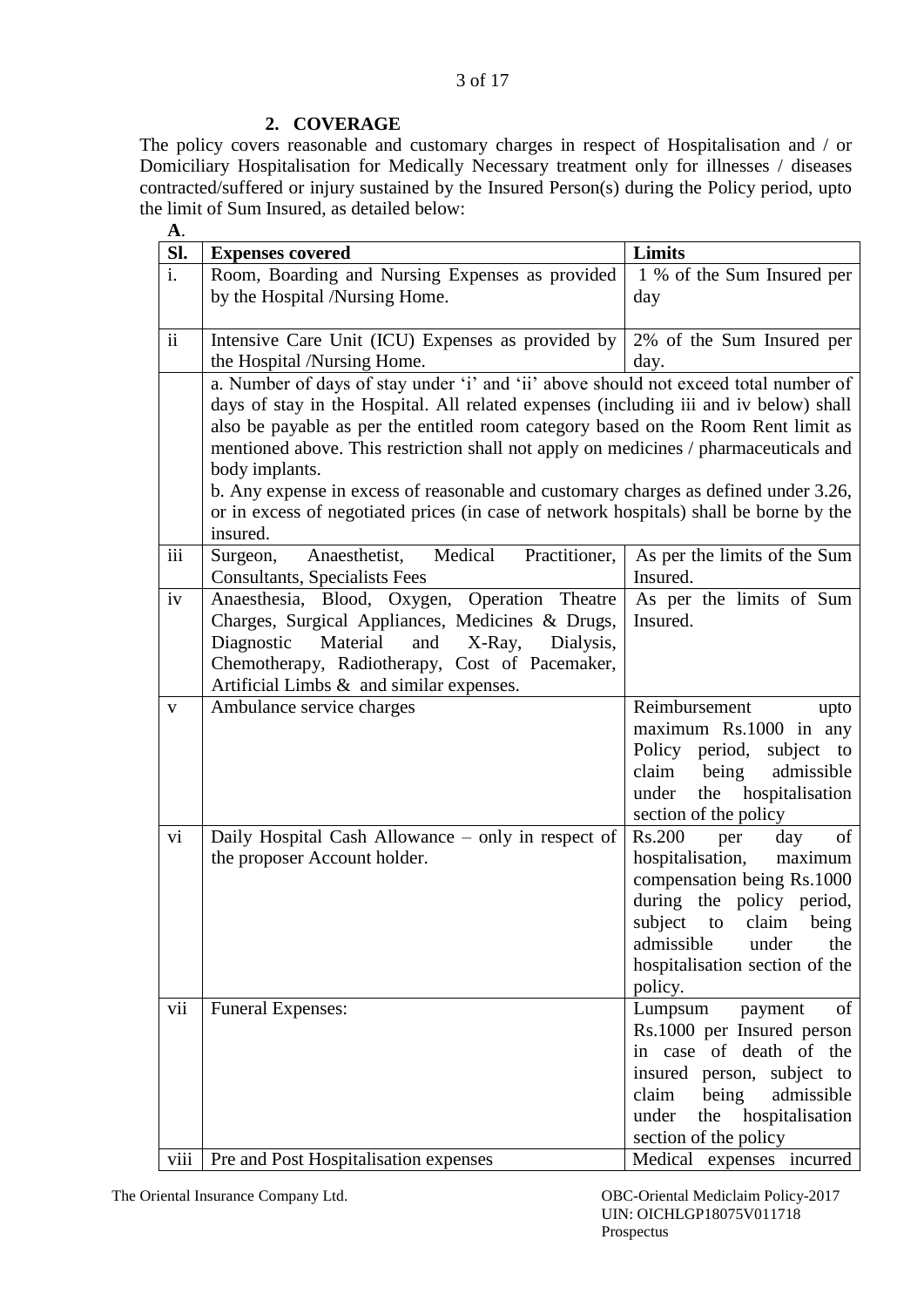## 2. COVERAGE

The policy covers reasonable and customary charges in respect of Hospitalisation and / or Domiciliary Hospitalisation for Medically Necessary treatment only for illnesses / diseases contracted/suffered or injury sustained by the Insured Person(s) during the Policy period, upto the limit of Sum Insured, as detailed below:

**A**.

| Sl. | Expenses covered | Limits |
|---|---|---|
| i. | Room, Boarding and Nursing Expenses as provided by the Hospital /Nursing Home. | 1 % of the Sum Insured per day |
| ii | Intensive Care Unit (ICU) Expenses as provided by the Hospital /Nursing Home. | 2% of the Sum Insured per day. |
| | a. Number of days of stay under 'i' and 'ii' above should not exceed total number of days of stay in the Hospital. All related expenses (including iii and iv below) shall also be payable as per the entitled room category based on the Room Rent limit as mentioned above. This restriction shall not apply on medicines / pharmaceuticals and body implants.<br>b. Any expense in excess of reasonable and customary charges as defined under 3.26, or in excess of negotiated prices (in case of network hospitals) shall be borne by the insured. | |
| iii | Surgeon, Anaesthetist, Medical Practitioner, Consultants, Specialists Fees | As per the limits of the Sum Insured. |
| iv | Anaesthesia, Blood, Oxygen, Operation Theatre Charges, Surgical Appliances, Medicines & Drugs, Diagnostic Material and X-Ray, Dialysis, Chemotherapy, Radiotherapy, Cost of Pacemaker, Artificial Limbs & and similar expenses. | As per the limits of Sum Insured. |
| v | Ambulance service charges | Reimbursement upto maximum Rs.1000 in any Policy period, subject to claim being admissible under the hospitalisation section of the policy |
| vi | Daily Hospital Cash Allowance – only in respect of the proposer Account holder. | Rs.200 per day of hospitalisation, maximum compensation being Rs.1000 during the policy period, subject to claim being admissible under the hospitalisation section of the policy. |
| vii | Funeral Expenses: | Lumpsum payment of Rs.1000 per Insured person in case of death of the insured person, subject to claim being admissible under the hospitalisation section of the policy |
| viii | Pre and Post Hospitalisation expenses | Medical expenses incurred |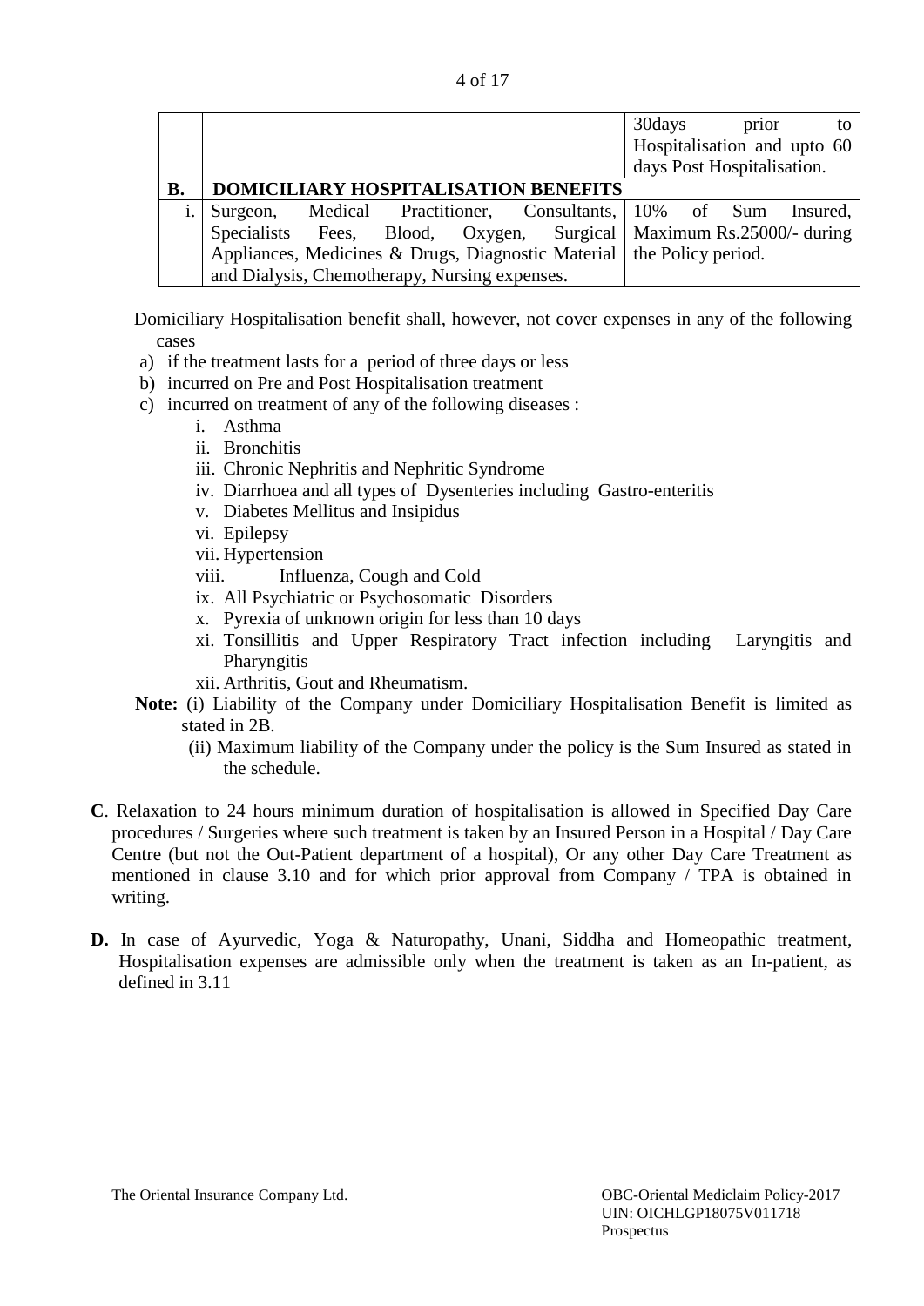| | | |
|---|---|---|
| | | 30days prior to Hospitalisation and upto 60 days Post Hospitalisation. |
| **B.** | **DOMICILIARY HOSPITALISATION BENEFITS** | |
| i. | Surgeon, Medical Practitioner, Consultants, Specialists Fees, Blood, Oxygen, Surgical Appliances, Medicines & Drugs, Diagnostic Material and Dialysis, Chemotherapy, Nursing expenses. | 10% of Sum Insured, Maximum Rs.25000/- during the Policy period. |

Domiciliary Hospitalisation benefit shall, however, not cover expenses in any of the following cases

a) if the treatment lasts for a period of three days or less
b) incurred on Pre and Post Hospitalisation treatment
c) incurred on treatment of any of the following diseases :
   i. Asthma
   ii. Bronchitis
   iii. Chronic Nephritis and Nephritic Syndrome
   iv. Diarrhoea and all types of Dysenteries including Gastro-enteritis
   v. Diabetes Mellitus and Insipidus
   vi. Epilepsy
   vii. Hypertension
   viii. Influenza, Cough and Cold
   ix. All Psychiatric or Psychosomatic Disorders
   x. Pyrexia of unknown origin for less than 10 days
   xi. Tonsillitis and Upper Respiratory Tract infection including Laryngitis and Pharyngitis
   xii. Arthritis, Gout and Rheumatism.

**Note:** (i) Liability of the Company under Domiciliary Hospitalisation Benefit is limited as stated in 2B.
(ii) Maximum liability of the Company under the policy is the Sum Insured as stated in the schedule.

**C**. Relaxation to 24 hours minimum duration of hospitalisation is allowed in Specified Day Care procedures / Surgeries where such treatment is taken by an Insured Person in a Hospital / Day Care Centre (but not the Out-Patient department of a hospital), Or any other Day Care Treatment as mentioned in clause 3.10 and for which prior approval from Company / TPA is obtained in writing.

**D.** In case of Ayurvedic, Yoga & Naturopathy, Unani, Siddha and Homeopathic treatment, Hospitalisation expenses are admissible only when the treatment is taken as an In-patient, as defined in 3.11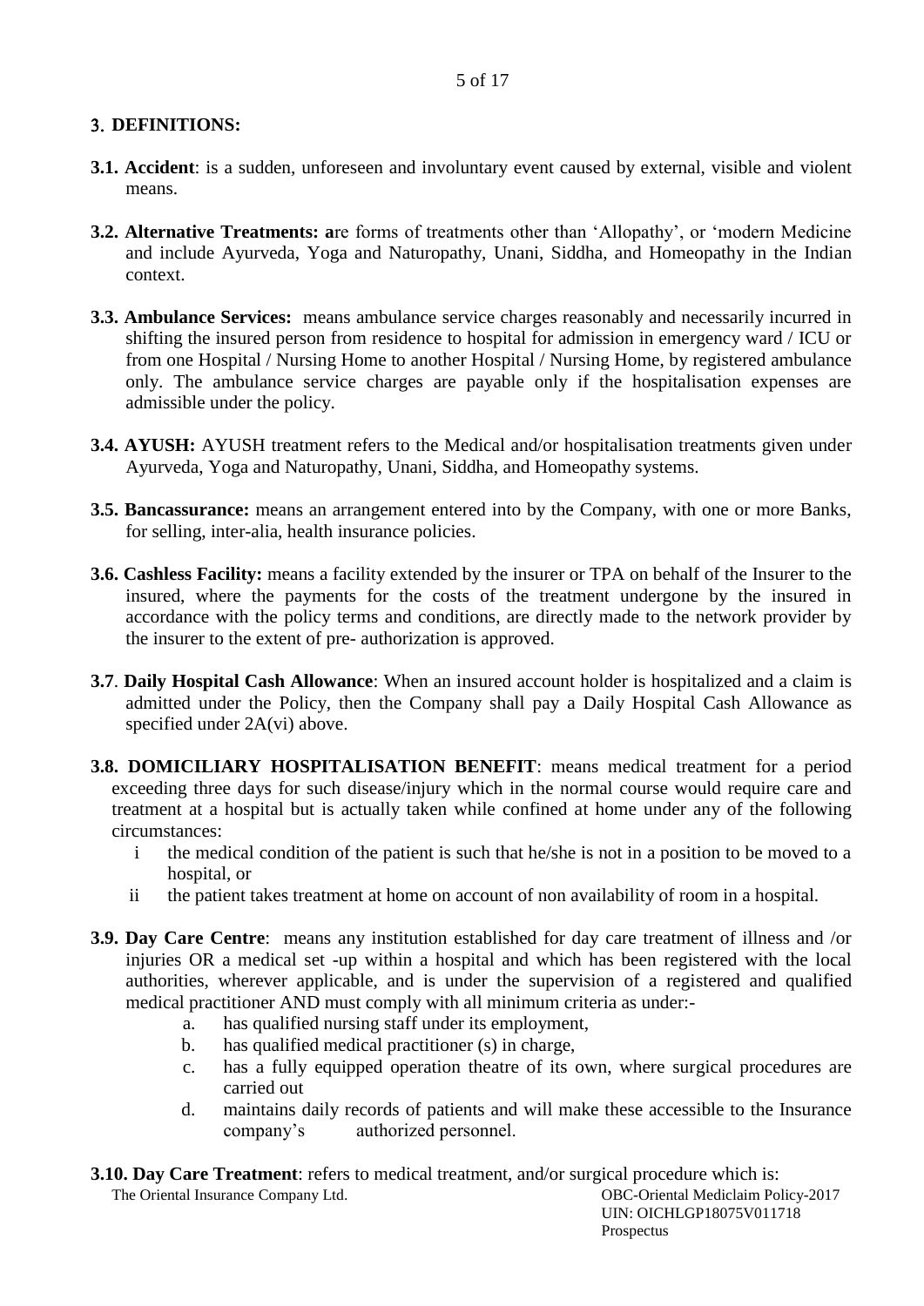## 3. DEFINITIONS:

**3.1. Accident**: is a sudden, unforeseen and involuntary event caused by external, visible and violent means.

**3.2. Alternative Treatments: a**re forms of treatments other than 'Allopathy', or 'modern Medicine and include Ayurveda, Yoga and Naturopathy, Unani, Siddha, and Homeopathy in the Indian context.

**3.3. Ambulance Services:** means ambulance service charges reasonably and necessarily incurred in shifting the insured person from residence to hospital for admission in emergency ward / ICU or from one Hospital / Nursing Home to another Hospital / Nursing Home, by registered ambulance only. The ambulance service charges are payable only if the hospitalisation expenses are admissible under the policy.

**3.4. AYUSH:** AYUSH treatment refers to the Medical and/or hospitalisation treatments given under Ayurveda, Yoga and Naturopathy, Unani, Siddha, and Homeopathy systems.

**3.5. Bancassurance:** means an arrangement entered into by the Company, with one or more Banks, for selling, inter-alia, health insurance policies.

**3.6. Cashless Facility:** means a facility extended by the insurer or TPA on behalf of the Insurer to the insured, where the payments for the costs of the treatment undergone by the insured in accordance with the policy terms and conditions, are directly made to the network provider by the insurer to the extent of pre- authorization is approved.

**3.7**. **Daily Hospital Cash Allowance**: When an insured account holder is hospitalized and a claim is admitted under the Policy, then the Company shall pay a Daily Hospital Cash Allowance as specified under 2A(vi) above.

**3.8. DOMICILIARY HOSPITALISATION BENEFIT**: means medical treatment for a period exceeding three days for such disease/injury which in the normal course would require care and treatment at a hospital but is actually taken while confined at home under any of the following circumstances:

- i the medical condition of the patient is such that he/she is not in a position to be moved to a hospital, or
- ii the patient takes treatment at home on account of non availability of room in a hospital.

**3.9. Day Care Centre**: means any institution established for day care treatment of illness and /or injuries OR a medical set -up within a hospital and which has been registered with the local authorities, wherever applicable, and is under the supervision of a registered and qualified medical practitioner AND must comply with all minimum criteria as under:-

- a. has qualified nursing staff under its employment,
- b. has qualified medical practitioner (s) in charge,
- c. has a fully equipped operation theatre of its own, where surgical procedures are carried out
- d. maintains daily records of patients and will make these accessible to the Insurance company's authorized personnel.

**3.10. Day Care Treatment**: refers to medical treatment, and/or surgical procedure which is: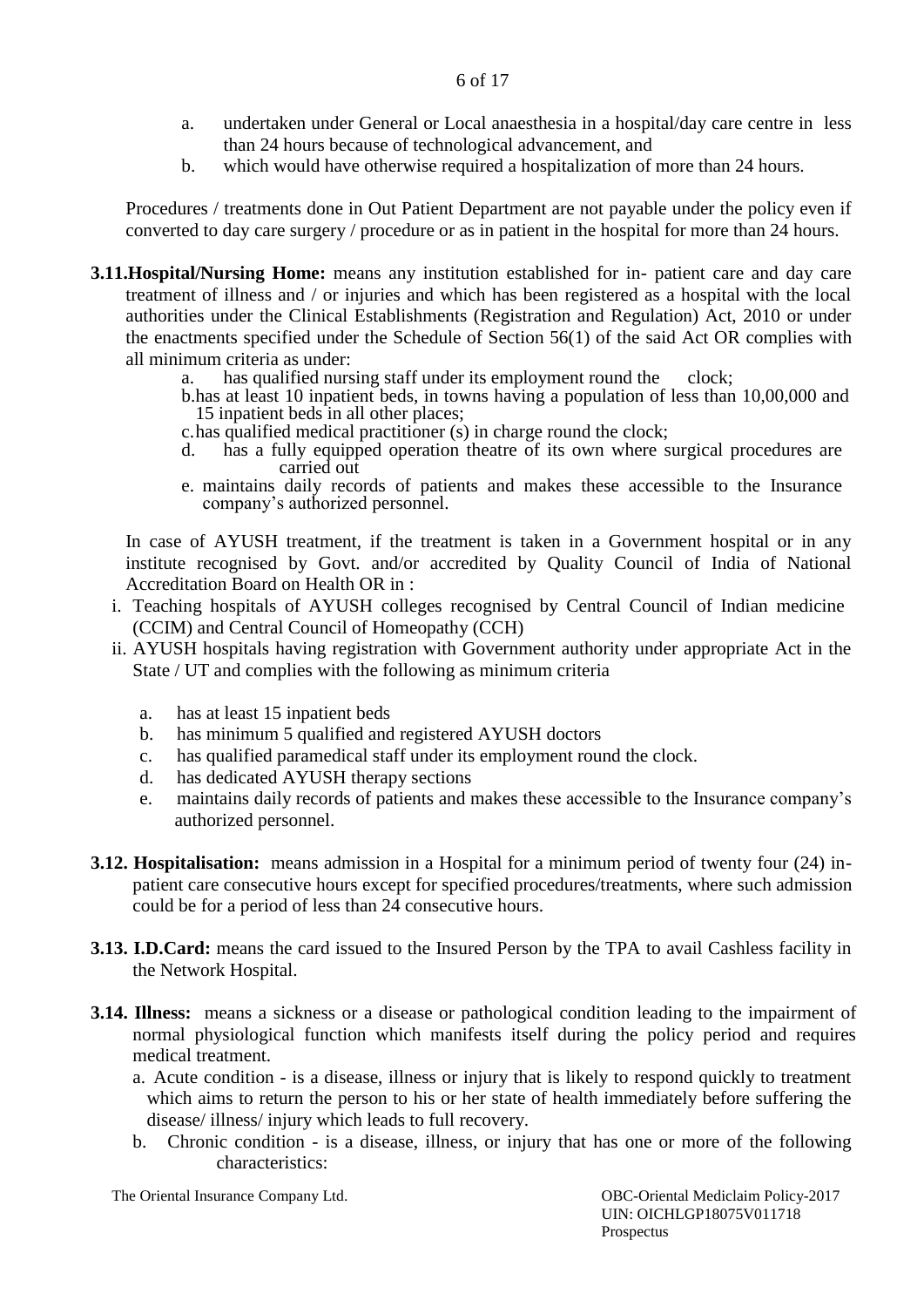a. undertaken under General or Local anaesthesia in a hospital/day care centre in less than 24 hours because of technological advancement, and
b. which would have otherwise required a hospitalization of more than 24 hours.

Procedures / treatments done in Out Patient Department are not payable under the policy even if converted to day care surgery / procedure or as in patient in the hospital for more than 24 hours.

**3.11.Hospital/Nursing Home:** means any institution established for in- patient care and day care treatment of illness and / or injuries and which has been registered as a hospital with the local authorities under the Clinical Establishments (Registration and Regulation) Act, 2010 or under the enactments specified under the Schedule of Section 56(1) of the said Act OR complies with all minimum criteria as under:

a. has qualified nursing staff under its employment round the clock;
b. has at least 10 inpatient beds, in towns having a population of less than 10,00,000 and 15 inpatient beds in all other places;
c. has qualified medical practitioner (s) in charge round the clock;
d. has a fully equipped operation theatre of its own where surgical procedures are carried out
e. maintains daily records of patients and makes these accessible to the Insurance company's authorized personnel.

In case of AYUSH treatment, if the treatment is taken in a Government hospital or in any institute recognised by Govt. and/or accredited by Quality Council of India of National Accreditation Board on Health OR in :

i. Teaching hospitals of AYUSH colleges recognised by Central Council of Indian medicine (CCIM) and Central Council of Homeopathy (CCH)
ii. AYUSH hospitals having registration with Government authority under appropriate Act in the State / UT and complies with the following as minimum criteria

a. has at least 15 inpatient beds
b. has minimum 5 qualified and registered AYUSH doctors
c. has qualified paramedical staff under its employment round the clock.
d. has dedicated AYUSH therapy sections
e. maintains daily records of patients and makes these accessible to the Insurance company's authorized personnel.

**3.12. Hospitalisation:** means admission in a Hospital for a minimum period of twenty four (24) in-patient care consecutive hours except for specified procedures/treatments, where such admission could be for a period of less than 24 consecutive hours.

**3.13. I.D.Card:** means the card issued to the Insured Person by the TPA to avail Cashless facility in the Network Hospital.

**3.14. Illness:** means a sickness or a disease or pathological condition leading to the impairment of normal physiological function which manifests itself during the policy period and requires medical treatment.

a. Acute condition - is a disease, illness or injury that is likely to respond quickly to treatment which aims to return the person to his or her state of health immediately before suffering the disease/ illness/ injury which leads to full recovery.
b. Chronic condition - is a disease, illness, or injury that has one or more of the following characteristics: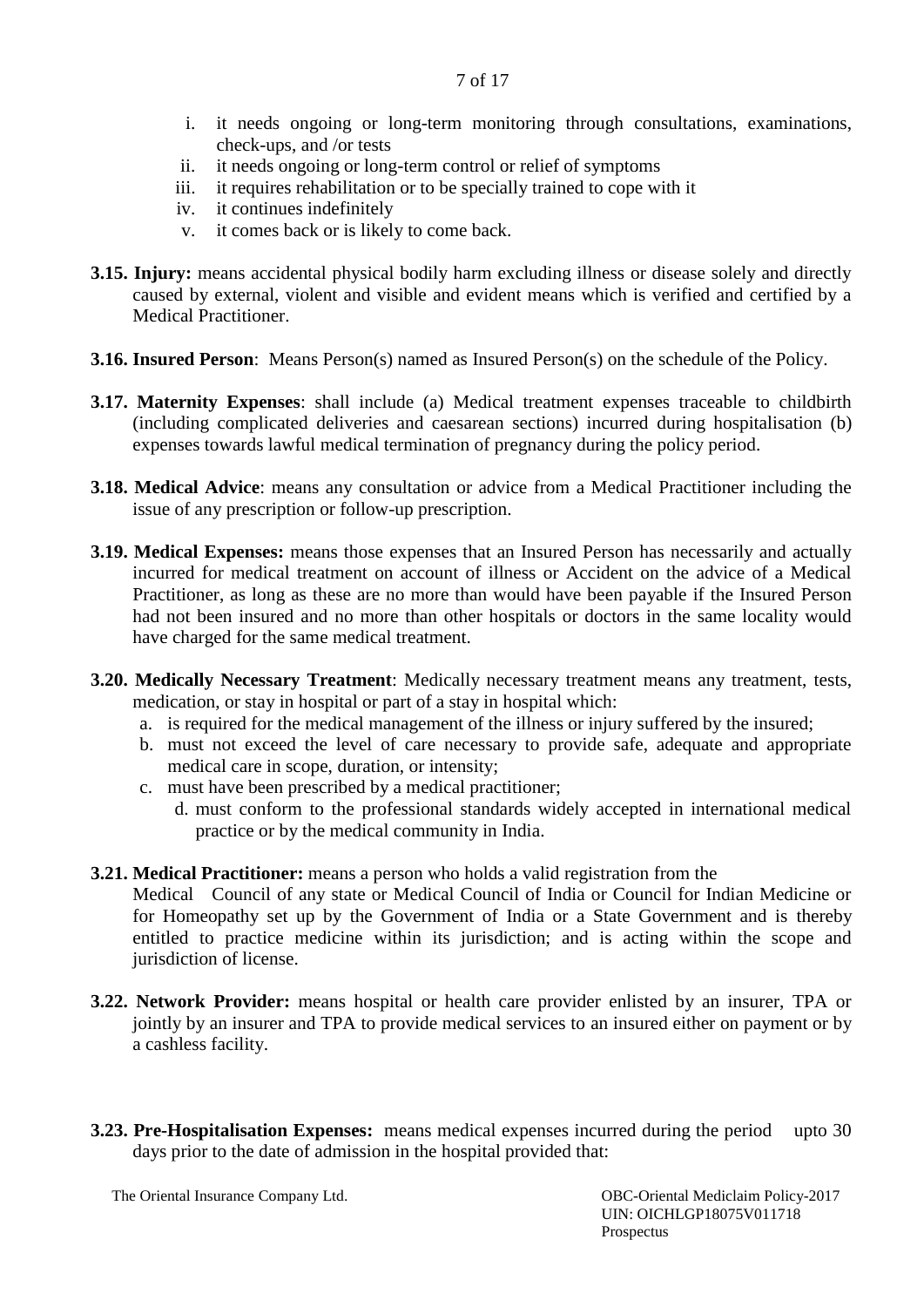1. it needs ongoing or long-term monitoring through consultations, examinations, check-ups, and /or tests
2. it needs ongoing or long-term control or relief of symptoms
3. it requires rehabilitation or to be specially trained to cope with it
4. it continues indefinitely
5. it comes back or is likely to come back.

**3.15. Injury:** means accidental physical bodily harm excluding illness or disease solely and directly caused by external, violent and visible and evident means which is verified and certified by a Medical Practitioner.

**3.16. Insured Person**: Means Person(s) named as Insured Person(s) on the schedule of the Policy.

**3.17. Maternity Expenses**: shall include (a) Medical treatment expenses traceable to childbirth (including complicated deliveries and caesarean sections) incurred during hospitalisation (b) expenses towards lawful medical termination of pregnancy during the policy period.

**3.18. Medical Advice**: means any consultation or advice from a Medical Practitioner including the issue of any prescription or follow-up prescription.

**3.19. Medical Expenses:** means those expenses that an Insured Person has necessarily and actually incurred for medical treatment on account of illness or Accident on the advice of a Medical Practitioner, as long as these are no more than would have been payable if the Insured Person had not been insured and no more than other hospitals or doctors in the same locality would have charged for the same medical treatment.

**3.20. Medically Necessary Treatment**: Medically necessary treatment means any treatment, tests, medication, or stay in hospital or part of a stay in hospital which:

a. is required for the medical management of the illness or injury suffered by the insured;
b. must not exceed the level of care necessary to provide safe, adequate and appropriate medical care in scope, duration, or intensity;
c. must have been prescribed by a medical practitioner;
d. must conform to the professional standards widely accepted in international medical practice or by the medical community in India.

**3.21. Medical Practitioner:** means a person who holds a valid registration from the Medical Council of any state or Medical Council of India or Council for Indian Medicine or for Homeopathy set up by the Government of India or a State Government and is thereby entitled to practice medicine within its jurisdiction; and is acting within the scope and jurisdiction of license.

**3.22. Network Provider:** means hospital or health care provider enlisted by an insurer, TPA or jointly by an insurer and TPA to provide medical services to an insured either on payment or by a cashless facility.

**3.23. Pre-Hospitalisation Expenses:** means medical expenses incurred during the period upto 30 days prior to the date of admission in the hospital provided that: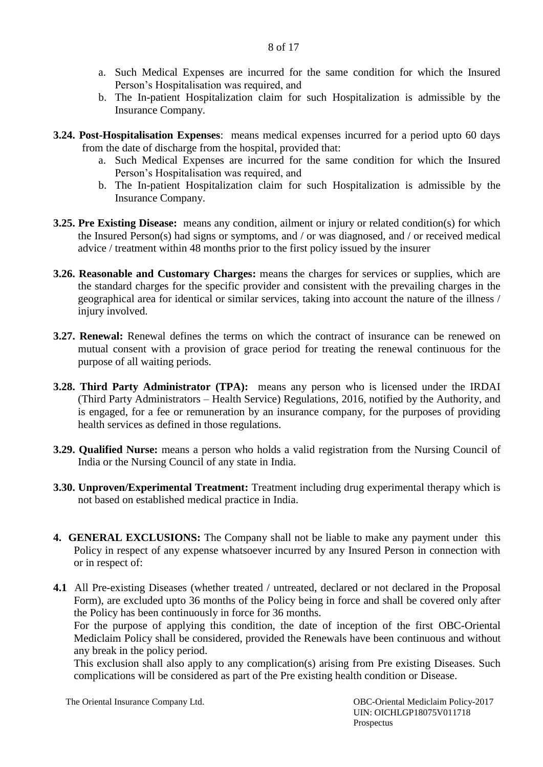a. Such Medical Expenses are incurred for the same condition for which the Insured Person's Hospitalisation was required, and
b. The In-patient Hospitalization claim for such Hospitalization is admissible by the Insurance Company.

**3.24. Post-Hospitalisation Expenses**: means medical expenses incurred for a period upto 60 days from the date of discharge from the hospital, provided that:

a. Such Medical Expenses are incurred for the same condition for which the Insured Person's Hospitalisation was required, and
b. The In-patient Hospitalization claim for such Hospitalization is admissible by the Insurance Company.

**3.25. Pre Existing Disease:** means any condition, ailment or injury or related condition(s) for which the Insured Person(s) had signs or symptoms, and / or was diagnosed, and / or received medical advice / treatment within 48 months prior to the first policy issued by the insurer

**3.26. Reasonable and Customary Charges:** means the charges for services or supplies, which are the standard charges for the specific provider and consistent with the prevailing charges in the geographical area for identical or similar services, taking into account the nature of the illness / injury involved.

**3.27. Renewal:** Renewal defines the terms on which the contract of insurance can be renewed on mutual consent with a provision of grace period for treating the renewal continuous for the purpose of all waiting periods.

**3.28. Third Party Administrator (TPA):** means any person who is licensed under the IRDAI (Third Party Administrators – Health Service) Regulations, 2016, notified by the Authority, and is engaged, for a fee or remuneration by an insurance company, for the purposes of providing health services as defined in those regulations.

**3.29. Qualified Nurse:** means a person who holds a valid registration from the Nursing Council of India or the Nursing Council of any state in India.

**3.30. Unproven/Experimental Treatment:** Treatment including drug experimental therapy which is not based on established medical practice in India.

**4. GENERAL EXCLUSIONS:** The Company shall not be liable to make any payment under this Policy in respect of any expense whatsoever incurred by any Insured Person in connection with or in respect of:

**4.1** All Pre-existing Diseases (whether treated / untreated, declared or not declared in the Proposal Form), are excluded upto 36 months of the Policy being in force and shall be covered only after the Policy has been continuously in force for 36 months.

For the purpose of applying this condition, the date of inception of the first OBC-Oriental Mediclaim Policy shall be considered, provided the Renewals have been continuous and without any break in the policy period.

This exclusion shall also apply to any complication(s) arising from Pre existing Diseases. Such complications will be considered as part of the Pre existing health condition or Disease.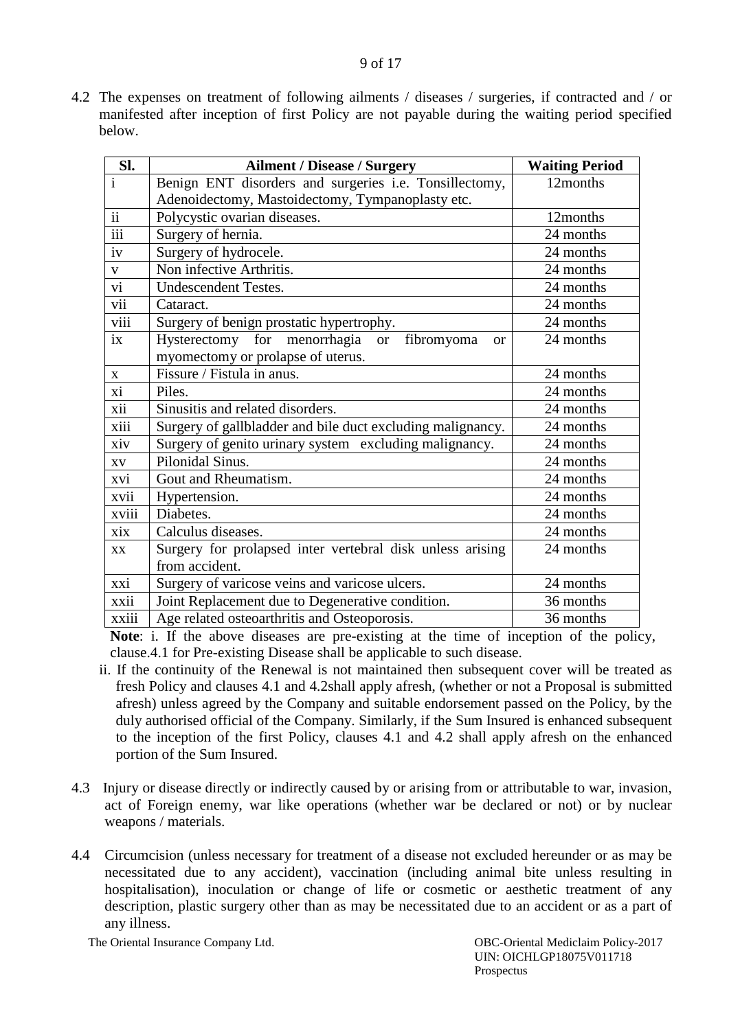4.2 The expenses on treatment of following ailments / diseases / surgeries, if contracted and / or manifested after inception of first Policy are not payable during the waiting period specified below.

| Sl. | Ailment / Disease / Surgery | Waiting Period |
|---|---|---|
| i | Benign ENT disorders and surgeries i.e. Tonsillectomy, Adenoidectomy, Mastoidectomy, Tympanoplasty etc. | 12months |
| ii | Polycystic ovarian diseases. | 12months |
| iii | Surgery of hernia. | 24 months |
| iv | Surgery of hydrocele. | 24 months |
| v | Non infective Arthritis. | 24 months |
| vi | Undescendent Testes. | 24 months |
| vii | Cataract. | 24 months |
| viii | Surgery of benign prostatic hypertrophy. | 24 months |
| ix | Hysterectomy for menorrhagia or fibromyoma or myomectomy or prolapse of uterus. | 24 months |
| x | Fissure / Fistula in anus. | 24 months |
| xi | Piles. | 24 months |
| xii | Sinusitis and related disorders. | 24 months |
| xiii | Surgery of gallbladder and bile duct excluding malignancy. | 24 months |
| xiv | Surgery of genito urinary system excluding malignancy. | 24 months |
| xv | Pilonidal Sinus. | 24 months |
| xvi | Gout and Rheumatism. | 24 months |
| xvii | Hypertension. | 24 months |
| xviii | Diabetes. | 24 months |
| xix | Calculus diseases. | 24 months |
| xx | Surgery for prolapsed inter vertebral disk unless arising from accident. | 24 months |
| xxi | Surgery of varicose veins and varicose ulcers. | 24 months |
| xxii | Joint Replacement due to Degenerative condition. | 36 months |
| xxiii | Age related osteoarthritis and Osteoporosis. | 36 months |

**Note**: i. If the above diseases are pre-existing at the time of inception of the policy, clause.4.1 for Pre-existing Disease shall be applicable to such disease.

ii. If the continuity of the Renewal is not maintained then subsequent cover will be treated as fresh Policy and clauses 4.1 and 4.2shall apply afresh, (whether or not a Proposal is submitted afresh) unless agreed by the Company and suitable endorsement passed on the Policy, by the duly authorised official of the Company. Similarly, if the Sum Insured is enhanced subsequent to the inception of the first Policy, clauses 4.1 and 4.2 shall apply afresh on the enhanced portion of the Sum Insured.

4.3 Injury or disease directly or indirectly caused by or arising from or attributable to war, invasion, act of Foreign enemy, war like operations (whether war be declared or not) or by nuclear weapons / materials.

4.4 Circumcision (unless necessary for treatment of a disease not excluded hereunder or as may be necessitated due to any accident), vaccination (including animal bite unless resulting in hospitalisation), inoculation or change of life or cosmetic or aesthetic treatment of any description, plastic surgery other than as may be necessitated due to an accident or as a part of any illness.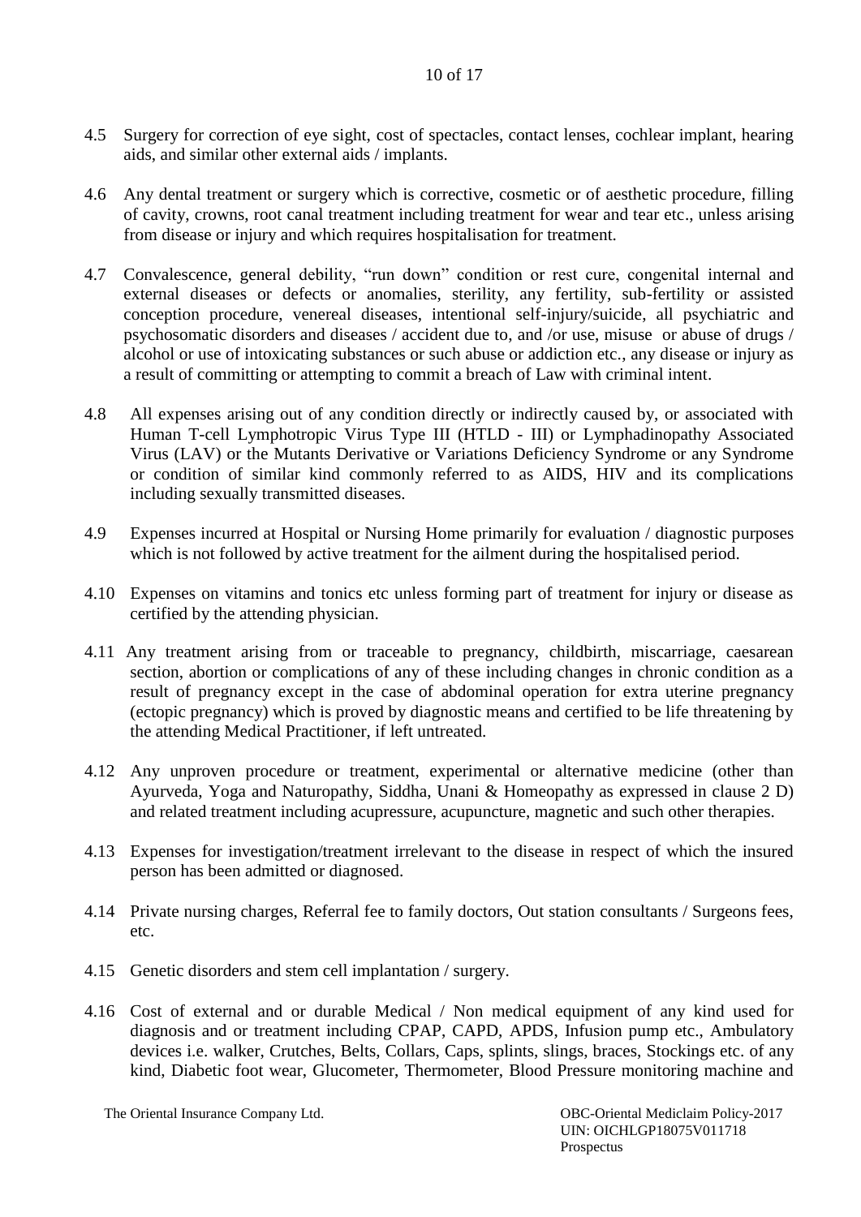4.5 Surgery for correction of eye sight, cost of spectacles, contact lenses, cochlear implant, hearing aids, and similar other external aids / implants.

4.6 Any dental treatment or surgery which is corrective, cosmetic or of aesthetic procedure, filling of cavity, crowns, root canal treatment including treatment for wear and tear etc., unless arising from disease or injury and which requires hospitalisation for treatment.

4.7 Convalescence, general debility, "run down" condition or rest cure, congenital internal and external diseases or defects or anomalies, sterility, any fertility, sub-fertility or assisted conception procedure, venereal diseases, intentional self-injury/suicide, all psychiatric and psychosomatic disorders and diseases / accident due to, and /or use, misuse or abuse of drugs / alcohol or use of intoxicating substances or such abuse or addiction etc., any disease or injury as a result of committing or attempting to commit a breach of Law with criminal intent.

4.8 All expenses arising out of any condition directly or indirectly caused by, or associated with Human T-cell Lymphotropic Virus Type III (HTLD - III) or Lymphadinopathy Associated Virus (LAV) or the Mutants Derivative or Variations Deficiency Syndrome or any Syndrome or condition of similar kind commonly referred to as AIDS, HIV and its complications including sexually transmitted diseases.

4.9 Expenses incurred at Hospital or Nursing Home primarily for evaluation / diagnostic purposes which is not followed by active treatment for the ailment during the hospitalised period.

4.10 Expenses on vitamins and tonics etc unless forming part of treatment for injury or disease as certified by the attending physician.

4.11 Any treatment arising from or traceable to pregnancy, childbirth, miscarriage, caesarean section, abortion or complications of any of these including changes in chronic condition as a result of pregnancy except in the case of abdominal operation for extra uterine pregnancy (ectopic pregnancy) which is proved by diagnostic means and certified to be life threatening by the attending Medical Practitioner, if left untreated.

4.12 Any unproven procedure or treatment, experimental or alternative medicine (other than Ayurveda, Yoga and Naturopathy, Siddha, Unani & Homeopathy as expressed in clause 2 D) and related treatment including acupressure, acupuncture, magnetic and such other therapies.

4.13 Expenses for investigation/treatment irrelevant to the disease in respect of which the insured person has been admitted or diagnosed.

4.14 Private nursing charges, Referral fee to family doctors, Out station consultants / Surgeons fees, etc.

4.15 Genetic disorders and stem cell implantation / surgery.

4.16 Cost of external and or durable Medical / Non medical equipment of any kind used for diagnosis and or treatment including CPAP, CAPD, APDS, Infusion pump etc., Ambulatory devices i.e. walker, Crutches, Belts, Collars, Caps, splints, slings, braces, Stockings etc. of any kind, Diabetic foot wear, Glucometer, Thermometer, Blood Pressure monitoring machine and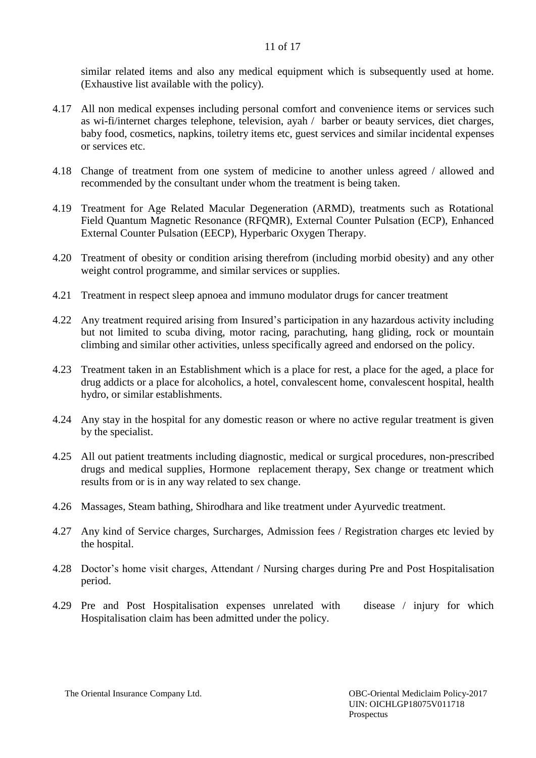similar related items and also any medical equipment which is subsequently used at home. (Exhaustive list available with the policy).

4.17 All non medical expenses including personal comfort and convenience items or services such as wi-fi/internet charges telephone, television, ayah / barber or beauty services, diet charges, baby food, cosmetics, napkins, toiletry items etc, guest services and similar incidental expenses or services etc.

4.18 Change of treatment from one system of medicine to another unless agreed / allowed and recommended by the consultant under whom the treatment is being taken.

4.19 Treatment for Age Related Macular Degeneration (ARMD), treatments such as Rotational Field Quantum Magnetic Resonance (RFQMR), External Counter Pulsation (ECP), Enhanced External Counter Pulsation (EECP), Hyperbaric Oxygen Therapy.

4.20 Treatment of obesity or condition arising therefrom (including morbid obesity) and any other weight control programme, and similar services or supplies.

4.21 Treatment in respect sleep apnoea and immuno modulator drugs for cancer treatment

4.22 Any treatment required arising from Insured's participation in any hazardous activity including but not limited to scuba diving, motor racing, parachuting, hang gliding, rock or mountain climbing and similar other activities, unless specifically agreed and endorsed on the policy.

4.23 Treatment taken in an Establishment which is a place for rest, a place for the aged, a place for drug addicts or a place for alcoholics, a hotel, convalescent home, convalescent hospital, health hydro, or similar establishments.

4.24 Any stay in the hospital for any domestic reason or where no active regular treatment is given by the specialist.

4.25 All out patient treatments including diagnostic, medical or surgical procedures, non-prescribed drugs and medical supplies, Hormone replacement therapy, Sex change or treatment which results from or is in any way related to sex change.

4.26 Massages, Steam bathing, Shirodhara and like treatment under Ayurvedic treatment.

4.27 Any kind of Service charges, Surcharges, Admission fees / Registration charges etc levied by the hospital.

4.28 Doctor's home visit charges, Attendant / Nursing charges during Pre and Post Hospitalisation period.

4.29 Pre and Post Hospitalisation expenses unrelated with disease / injury for which Hospitalisation claim has been admitted under the policy.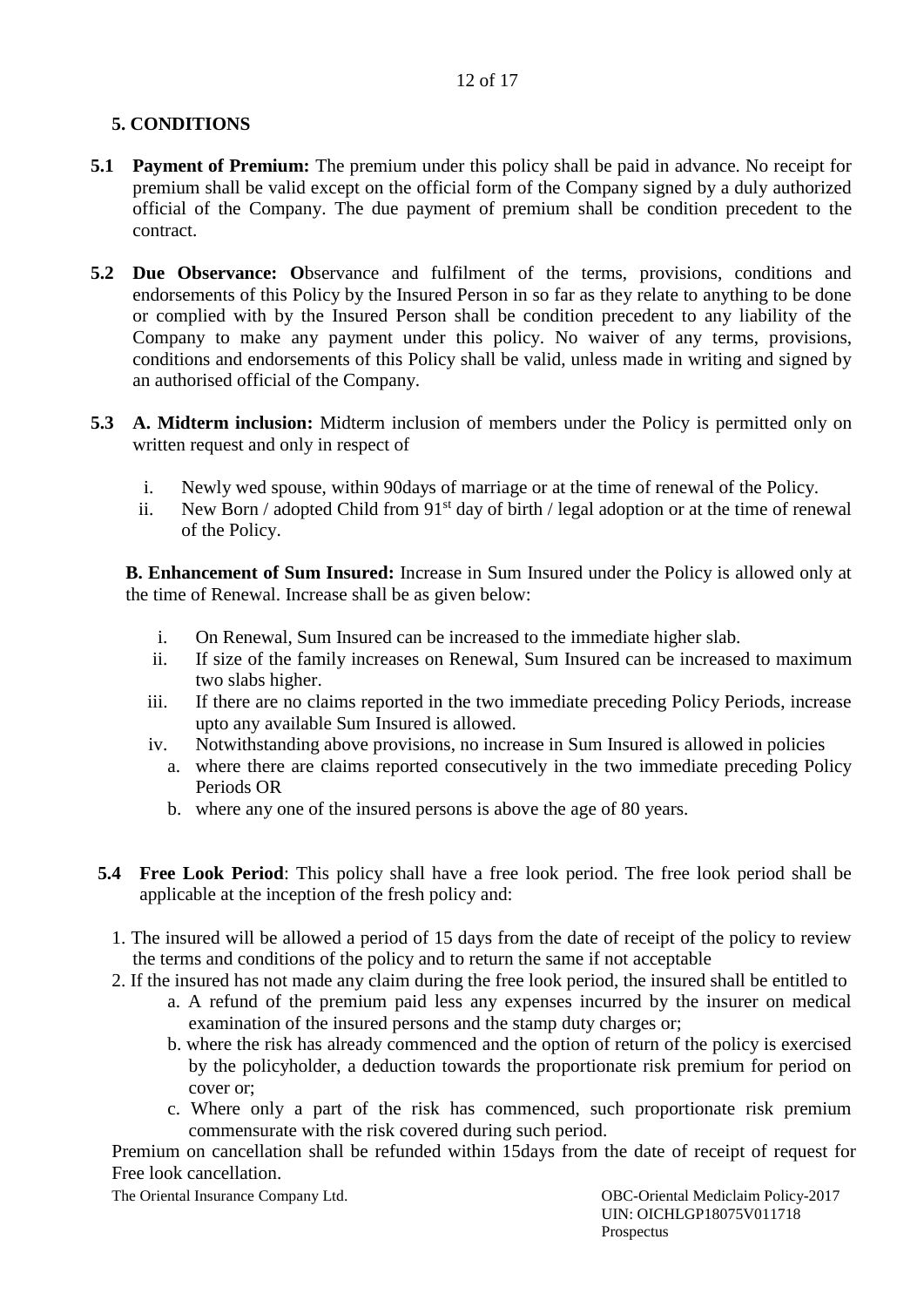## 5. CONDITIONS

**5.1 Payment of Premium:** The premium under this policy shall be paid in advance. No receipt for premium shall be valid except on the official form of the Company signed by a duly authorized official of the Company. The due payment of premium shall be condition precedent to the contract.

**5.2 Due Observance: O**bservance and fulfilment of the terms, provisions, conditions and endorsements of this Policy by the Insured Person in so far as they relate to anything to be done or complied with by the Insured Person shall be condition precedent to any liability of the Company to make any payment under this policy. No waiver of any terms, provisions, conditions and endorsements of this Policy shall be valid, unless made in writing and signed by an authorised official of the Company.

**5.3 A. Midterm inclusion:** Midterm inclusion of members under the Policy is permitted only on written request and only in respect of

i. Newly wed spouse, within 90days of marriage or at the time of renewal of the Policy.
ii. New Born / adopted Child from 91st day of birth / legal adoption or at the time of renewal of the Policy.

**B. Enhancement of Sum Insured:** Increase in Sum Insured under the Policy is allowed only at the time of Renewal. Increase shall be as given below:

i. On Renewal, Sum Insured can be increased to the immediate higher slab.
ii. If size of the family increases on Renewal, Sum Insured can be increased to maximum two slabs higher.
iii. If there are no claims reported in the two immediate preceding Policy Periods, increase upto any available Sum Insured is allowed.
iv. Notwithstanding above provisions, no increase in Sum Insured is allowed in policies
   a. where there are claims reported consecutively in the two immediate preceding Policy Periods OR
   b. where any one of the insured persons is above the age of 80 years.

**5.4 Free Look Period**: This policy shall have a free look period. The free look period shall be applicable at the inception of the fresh policy and:

1. The insured will be allowed a period of 15 days from the date of receipt of the policy to review the terms and conditions of the policy and to return the same if not acceptable
2. If the insured has not made any claim during the free look period, the insured shall be entitled to
   a. A refund of the premium paid less any expenses incurred by the insurer on medical examination of the insured persons and the stamp duty charges or;
   b. where the risk has already commenced and the option of return of the policy is exercised by the policyholder, a deduction towards the proportionate risk premium for period on cover or;
   c. Where only a part of the risk has commenced, such proportionate risk premium commensurate with the risk covered during such period.

Premium on cancellation shall be refunded within 15days from the date of receipt of request for Free look cancellation.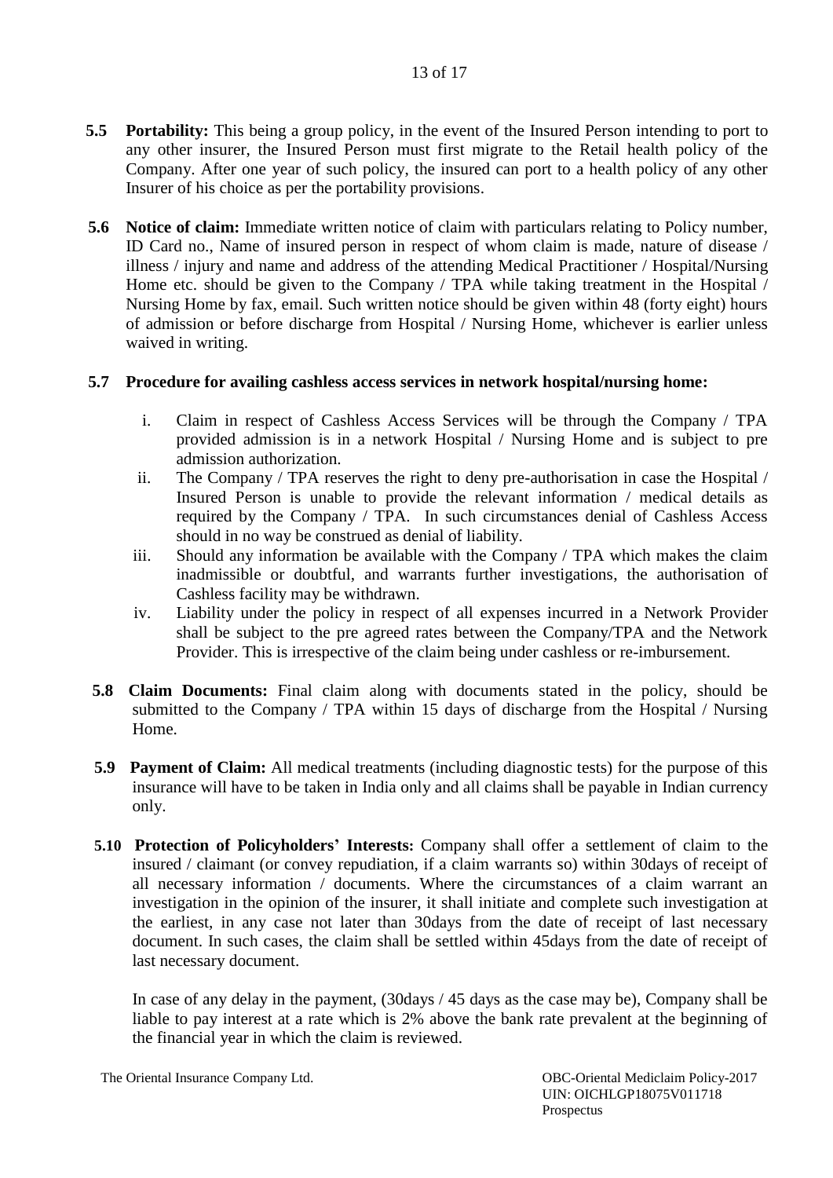**5.5 Portability:** This being a group policy, in the event of the Insured Person intending to port to any other insurer, the Insured Person must first migrate to the Retail health policy of the Company. After one year of such policy, the insured can port to a health policy of any other Insurer of his choice as per the portability provisions.

**5.6 Notice of claim:** Immediate written notice of claim with particulars relating to Policy number, ID Card no., Name of insured person in respect of whom claim is made, nature of disease / illness / injury and name and address of the attending Medical Practitioner / Hospital/Nursing Home etc. should be given to the Company / TPA while taking treatment in the Hospital / Nursing Home by fax, email. Such written notice should be given within 48 (forty eight) hours of admission or before discharge from Hospital / Nursing Home, whichever is earlier unless waived in writing.

**5.7 Procedure for availing cashless access services in network hospital/nursing home:**

i. Claim in respect of Cashless Access Services will be through the Company / TPA provided admission is in a network Hospital / Nursing Home and is subject to pre admission authorization.

ii. The Company / TPA reserves the right to deny pre-authorisation in case the Hospital / Insured Person is unable to provide the relevant information / medical details as required by the Company / TPA. In such circumstances denial of Cashless Access should in no way be construed as denial of liability.

iii. Should any information be available with the Company / TPA which makes the claim inadmissible or doubtful, and warrants further investigations, the authorisation of Cashless facility may be withdrawn.

iv. Liability under the policy in respect of all expenses incurred in a Network Provider shall be subject to the pre agreed rates between the Company/TPA and the Network Provider. This is irrespective of the claim being under cashless or re-imbursement.

**5.8 Claim Documents:** Final claim along with documents stated in the policy, should be submitted to the Company / TPA within 15 days of discharge from the Hospital / Nursing Home.

**5.9 Payment of Claim:** All medical treatments (including diagnostic tests) for the purpose of this insurance will have to be taken in India only and all claims shall be payable in Indian currency only.

**5.10 Protection of Policyholders' Interests:** Company shall offer a settlement of claim to the insured / claimant (or convey repudiation, if a claim warrants so) within 30days of receipt of all necessary information / documents. Where the circumstances of a claim warrant an investigation in the opinion of the insurer, it shall initiate and complete such investigation at the earliest, in any case not later than 30days from the date of receipt of last necessary document. In such cases, the claim shall be settled within 45days from the date of receipt of last necessary document.

In case of any delay in the payment, (30days / 45 days as the case may be), Company shall be liable to pay interest at a rate which is 2% above the bank rate prevalent at the beginning of the financial year in which the claim is reviewed.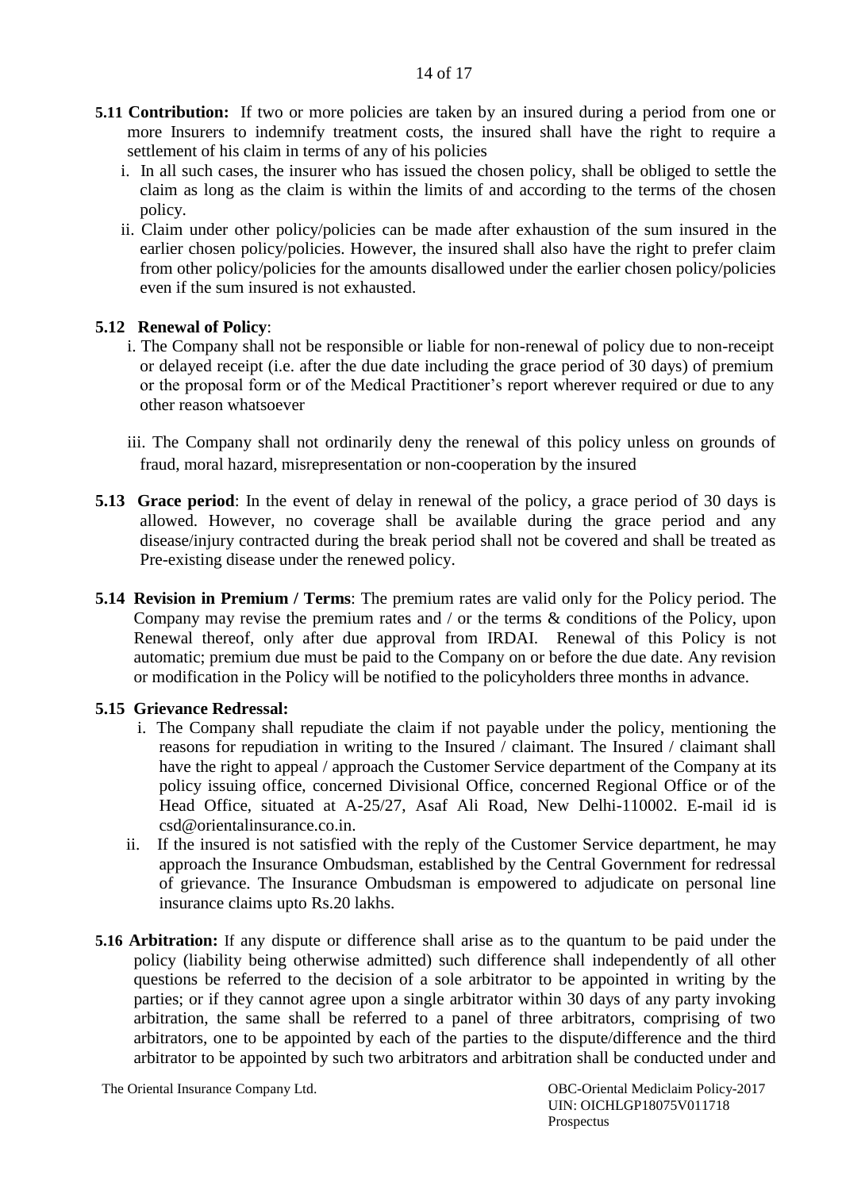**5.11 Contribution:** If two or more policies are taken by an insured during a period from one or more Insurers to indemnify treatment costs, the insured shall have the right to require a settlement of his claim in terms of any of his policies

i. In all such cases, the insurer who has issued the chosen policy, shall be obliged to settle the claim as long as the claim is within the limits of and according to the terms of the chosen policy.

ii. Claim under other policy/policies can be made after exhaustion of the sum insured in the earlier chosen policy/policies. However, the insured shall also have the right to prefer claim from other policy/policies for the amounts disallowed under the earlier chosen policy/policies even if the sum insured is not exhausted.

**5.12 Renewal of Policy**:

i. The Company shall not be responsible or liable for non-renewal of policy due to non-receipt or delayed receipt (i.e. after the due date including the grace period of 30 days) of premium or the proposal form or of the Medical Practitioner's report wherever required or due to any other reason whatsoever

iii. The Company shall not ordinarily deny the renewal of this policy unless on grounds of fraud, moral hazard, misrepresentation or non-cooperation by the insured

**5.13 Grace period**: In the event of delay in renewal of the policy, a grace period of 30 days is allowed. However, no coverage shall be available during the grace period and any disease/injury contracted during the break period shall not be covered and shall be treated as Pre-existing disease under the renewed policy.

**5.14 Revision in Premium / Terms**: The premium rates are valid only for the Policy period. The Company may revise the premium rates and / or the terms & conditions of the Policy, upon Renewal thereof, only after due approval from IRDAI. Renewal of this Policy is not automatic; premium due must be paid to the Company on or before the due date. Any revision or modification in the Policy will be notified to the policyholders three months in advance.

**5.15 Grievance Redressal:**

i. The Company shall repudiate the claim if not payable under the policy, mentioning the reasons for repudiation in writing to the Insured / claimant. The Insured / claimant shall have the right to appeal / approach the Customer Service department of the Company at its policy issuing office, concerned Divisional Office, concerned Regional Office or of the Head Office, situated at A-25/27, Asaf Ali Road, New Delhi-110002. E-mail id is csd@orientalinsurance.co.in.

ii. If the insured is not satisfied with the reply of the Customer Service department, he may approach the Insurance Ombudsman, established by the Central Government for redressal of grievance. The Insurance Ombudsman is empowered to adjudicate on personal line insurance claims upto Rs.20 lakhs.

**5.16 Arbitration:** If any dispute or difference shall arise as to the quantum to be paid under the policy (liability being otherwise admitted) such difference shall independently of all other questions be referred to the decision of a sole arbitrator to be appointed in writing by the parties; or if they cannot agree upon a single arbitrator within 30 days of any party invoking arbitration, the same shall be referred to a panel of three arbitrators, comprising of two arbitrators, one to be appointed by each of the parties to the dispute/difference and the third arbitrator to be appointed by such two arbitrators and arbitration shall be conducted under and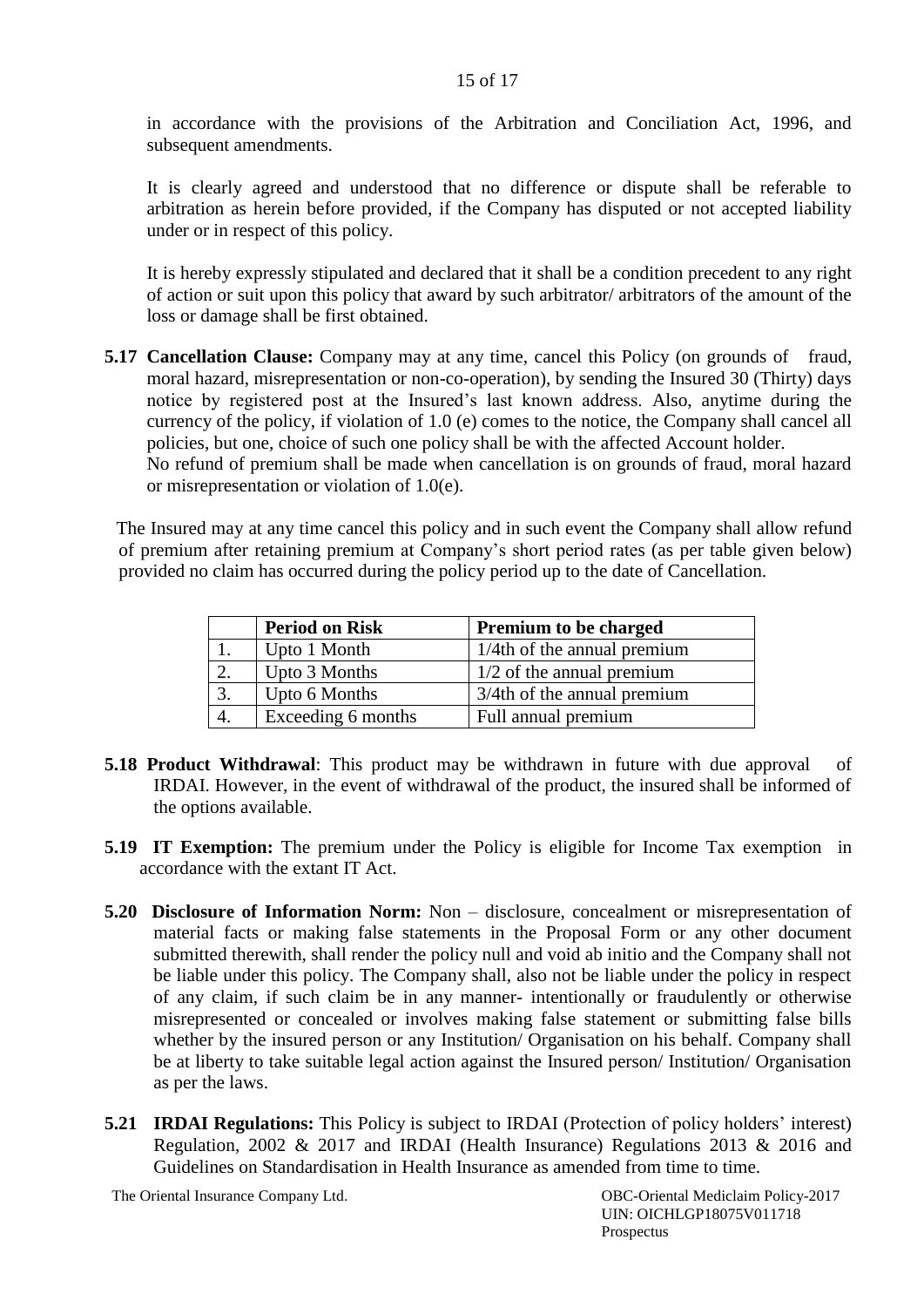in accordance with the provisions of the Arbitration and Conciliation Act, 1996, and subsequent amendments.

It is clearly agreed and understood that no difference or dispute shall be referable to arbitration as herein before provided, if the Company has disputed or not accepted liability under or in respect of this policy.

It is hereby expressly stipulated and declared that it shall be a condition precedent to any right of action or suit upon this policy that award by such arbitrator/ arbitrators of the amount of the loss or damage shall be first obtained.

**5.17 Cancellation Clause:** Company may at any time, cancel this Policy (on grounds of fraud, moral hazard, misrepresentation or non-co-operation), by sending the Insured 30 (Thirty) days notice by registered post at the Insured's last known address. Also, anytime during the currency of the policy, if violation of 1.0 (e) comes to the notice, the Company shall cancel all policies, but one, choice of such one policy shall be with the affected Account holder.
No refund of premium shall be made when cancellation is on grounds of fraud, moral hazard or misrepresentation or violation of 1.0(e).

The Insured may at any time cancel this policy and in such event the Company shall allow refund of premium after retaining premium at Company's short period rates (as per table given below) provided no claim has occurred during the policy period up to the date of Cancellation.

| | **Period on Risk** | **Premium to be charged** |
|---|---|---|
| 1. | Upto 1 Month | 1/4th of the annual premium |
| 2. | Upto 3 Months | 1/2 of the annual premium |
| 3. | Upto 6 Months | 3/4th of the annual premium |
| 4. | Exceeding 6 months | Full annual premium |

**5.18 Product Withdrawal**: This product may be withdrawn in future with due approval of IRDAI. However, in the event of withdrawal of the product, the insured shall be informed of the options available.

**5.19 IT Exemption:** The premium under the Policy is eligible for Income Tax exemption in accordance with the extant IT Act.

**5.20 Disclosure of Information Norm:** Non – disclosure, concealment or misrepresentation of material facts or making false statements in the Proposal Form or any other document submitted therewith, shall render the policy null and void ab initio and the Company shall not be liable under this policy. The Company shall, also not be liable under the policy in respect of any claim, if such claim be in any manner- intentionally or fraudulently or otherwise misrepresented or concealed or involves making false statement or submitting false bills whether by the insured person or any Institution/ Organisation on his behalf. Company shall be at liberty to take suitable legal action against the Insured person/ Institution/ Organisation as per the laws.

**5.21 IRDAI Regulations:** This Policy is subject to IRDAI (Protection of policy holders' interest) Regulation, 2002 & 2017 and IRDAI (Health Insurance) Regulations 2013 & 2016 and Guidelines on Standardisation in Health Insurance as amended from time to time.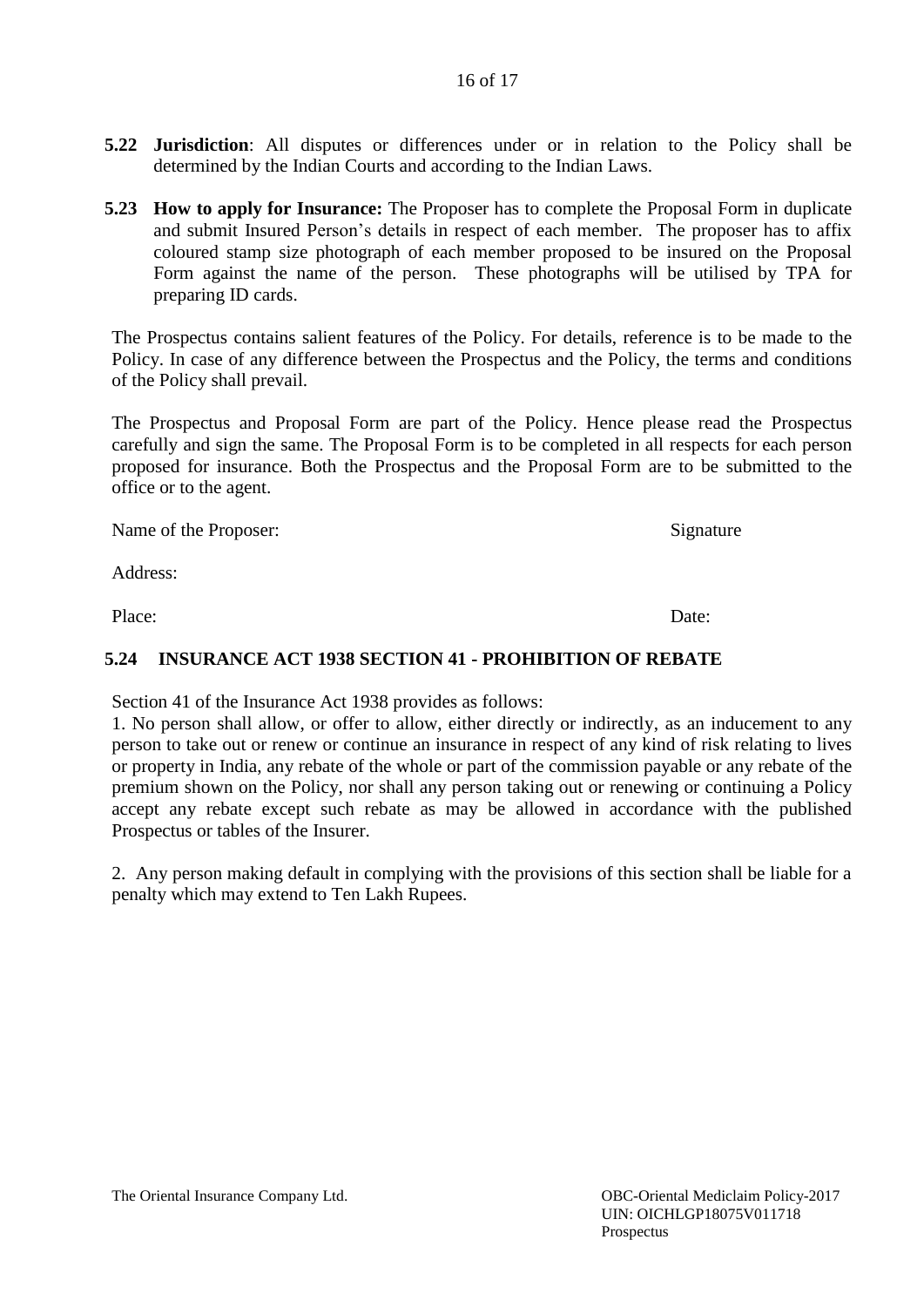**5.22 Jurisdiction**: All disputes or differences under or in relation to the Policy shall be determined by the Indian Courts and according to the Indian Laws.

**5.23 How to apply for Insurance:** The Proposer has to complete the Proposal Form in duplicate and submit Insured Person's details in respect of each member. The proposer has to affix coloured stamp size photograph of each member proposed to be insured on the Proposal Form against the name of the person. These photographs will be utilised by TPA for preparing ID cards.

The Prospectus contains salient features of the Policy. For details, reference is to be made to the Policy. In case of any difference between the Prospectus and the Policy, the terms and conditions of the Policy shall prevail.

The Prospectus and Proposal Form are part of the Policy. Hence please read the Prospectus carefully and sign the same. The Proposal Form is to be completed in all respects for each person proposed for insurance. Both the Prospectus and the Proposal Form are to be submitted to the office or to the agent.

Name of the Proposer: Signature

Address:

Place: Date:

**5.24 INSURANCE ACT 1938 SECTION 41 - PROHIBITION OF REBATE**

Section 41 of the Insurance Act 1938 provides as follows:

1. No person shall allow, or offer to allow, either directly or indirectly, as an inducement to any person to take out or renew or continue an insurance in respect of any kind of risk relating to lives or property in India, any rebate of the whole or part of the commission payable or any rebate of the premium shown on the Policy, nor shall any person taking out or renewing or continuing a Policy accept any rebate except such rebate as may be allowed in accordance with the published Prospectus or tables of the Insurer.

2. Any person making default in complying with the provisions of this section shall be liable for a penalty which may extend to Ten Lakh Rupees.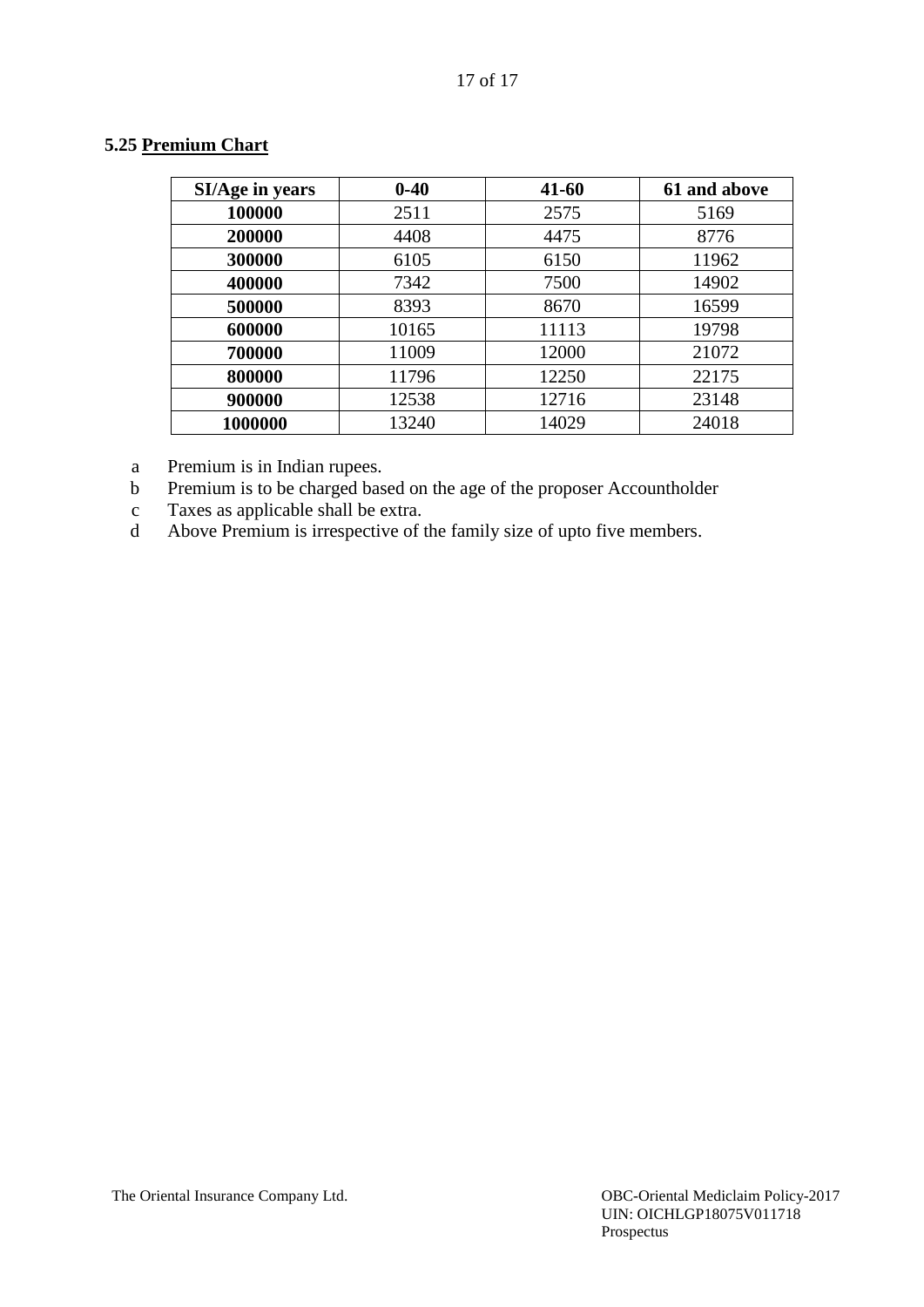### 5.25 Premium Chart

| SI/Age in years | 0-40 | 41-60 | 61 and above |
|---|---|---|---|
| **100000** | 2511 | 2575 | 5169 |
| **200000** | 4408 | 4475 | 8776 |
| **300000** | 6105 | 6150 | 11962 |
| **400000** | 7342 | 7500 | 14902 |
| **500000** | 8393 | 8670 | 16599 |
| **600000** | 10165 | 11113 | 19798 |
| **700000** | 11009 | 12000 | 21072 |
| **800000** | 11796 | 12250 | 22175 |
| **900000** | 12538 | 12716 | 23148 |
| **1000000** | 13240 | 14029 | 24018 |

a. Premium is in Indian rupees.
b. Premium is to be charged based on the age of the proposer Accountholder
c. Taxes as applicable shall be extra.
d. Above Premium is irrespective of the family size of upto five members.